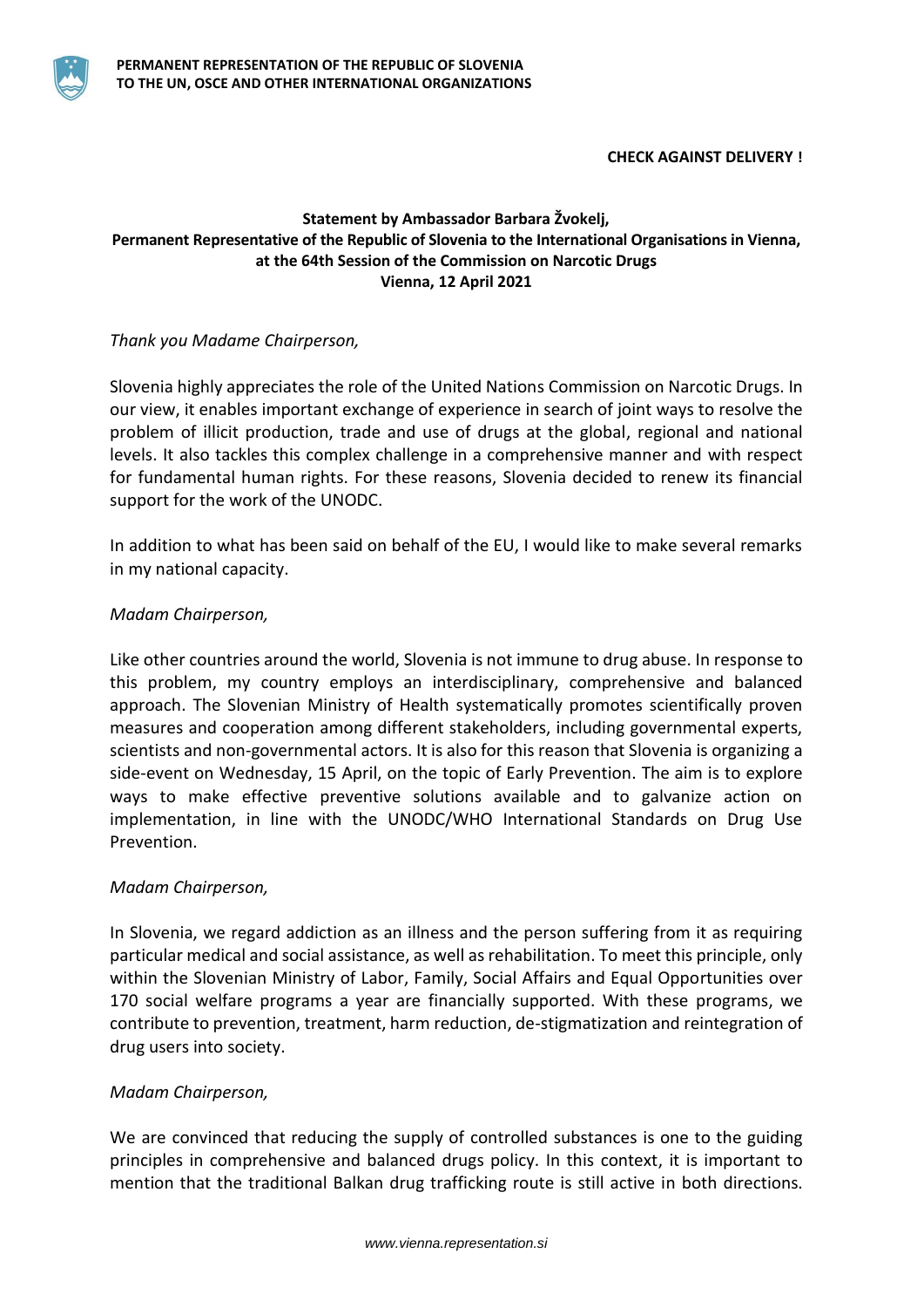**PERMANENT REPRESENTATION OF THE REPUBLIC OF SLOVENIA TO THE UN, OSCE AND OTHER INTERNATIONAL ORGANIZATIONS**

**CHECK AGAINST DELIVERY !**

**Statement by Ambassador Barbara Žvokelj,**
**Permanent Representative of the Republic of Slovenia to the International Organisations in Vienna,**
**at the 64th Session of the Commission on Narcotic Drugs**
**Vienna, 12 April 2021**

*Thank you Madame Chairperson,*

Slovenia highly appreciates the role of the United Nations Commission on Narcotic Drugs. In our view, it enables important exchange of experience in search of joint ways to resolve the problem of illicit production, trade and use of drugs at the global, regional and national levels. It also tackles this complex challenge in a comprehensive manner and with respect for fundamental human rights. For these reasons, Slovenia decided to renew its financial support for the work of the UNODC.

In addition to what has been said on behalf of the EU, I would like to make several remarks in my national capacity.

*Madam Chairperson,*

Like other countries around the world, Slovenia is not immune to drug abuse. In response to this problem, my country employs an interdisciplinary, comprehensive and balanced approach. The Slovenian Ministry of Health systematically promotes scientifically proven measures and cooperation among different stakeholders, including governmental experts, scientists and non-governmental actors. It is also for this reason that Slovenia is organizing a side-event on Wednesday, 15 April, on the topic of Early Prevention. The aim is to explore ways to make effective preventive solutions available and to galvanize action on implementation, in line with the UNODC/WHO International Standards on Drug Use Prevention.

*Madam Chairperson,*

In Slovenia, we regard addiction as an illness and the person suffering from it as requiring particular medical and social assistance, as well as rehabilitation. To meet this principle, only within the Slovenian Ministry of Labor, Family, Social Affairs and Equal Opportunities over 170 social welfare programs a year are financially supported. With these programs, we contribute to prevention, treatment, harm reduction, de-stigmatization and reintegration of drug users into society.

*Madam Chairperson,*

We are convinced that reducing the supply of controlled substances is one to the guiding principles in comprehensive and balanced drugs policy. In this context, it is important to mention that the traditional Balkan drug trafficking route is still active in both directions.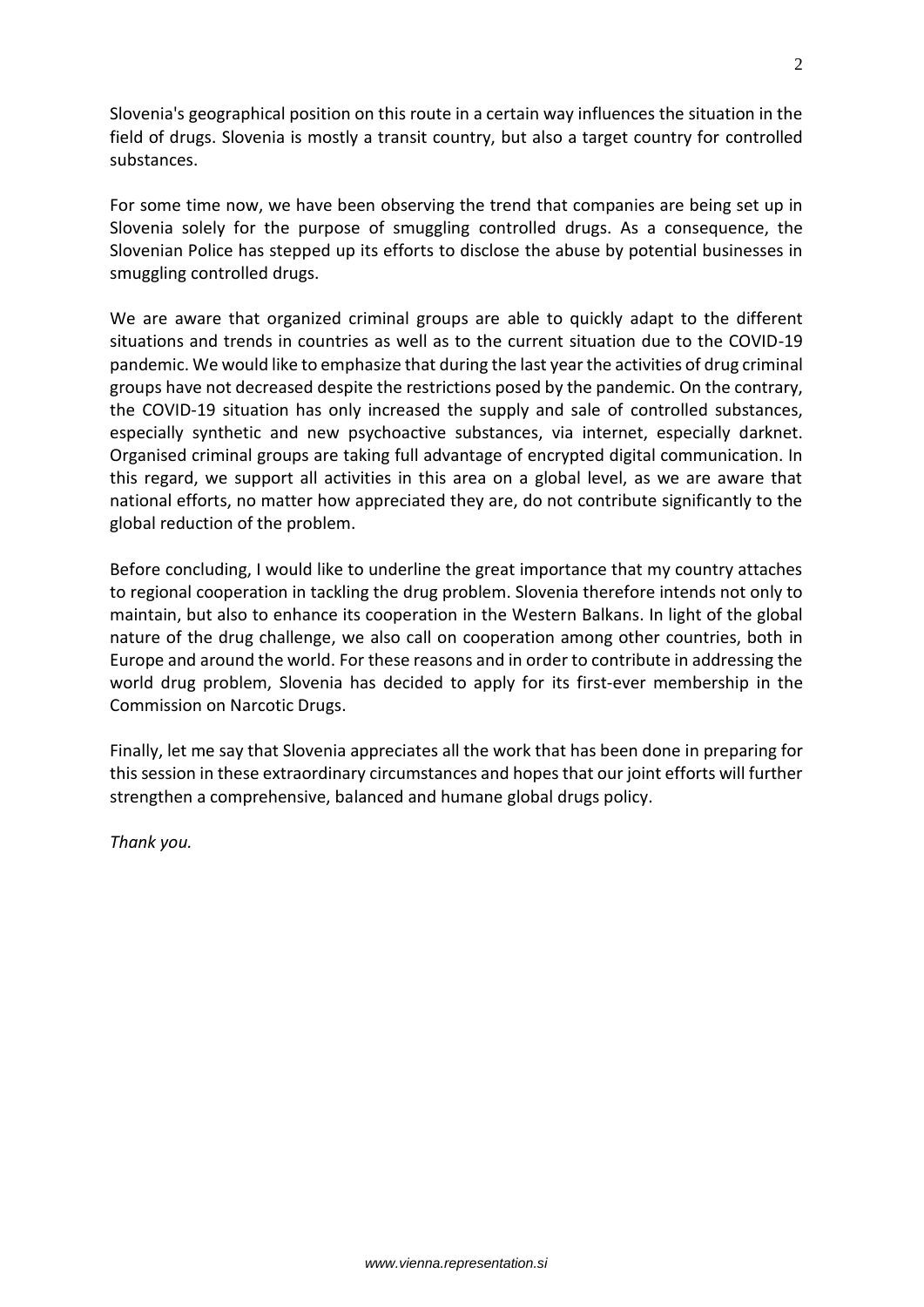Slovenia's geographical position on this route in a certain way influences the situation in the field of drugs. Slovenia is mostly a transit country, but also a target country for controlled substances.

For some time now, we have been observing the trend that companies are being set up in Slovenia solely for the purpose of smuggling controlled drugs. As a consequence, the Slovenian Police has stepped up its efforts to disclose the abuse by potential businesses in smuggling controlled drugs.

We are aware that organized criminal groups are able to quickly adapt to the different situations and trends in countries as well as to the current situation due to the COVID-19 pandemic. We would like to emphasize that during the last year the activities of drug criminal groups have not decreased despite the restrictions posed by the pandemic. On the contrary, the COVID-19 situation has only increased the supply and sale of controlled substances, especially synthetic and new psychoactive substances, via internet, especially darknet. Organised criminal groups are taking full advantage of encrypted digital communication. In this regard, we support all activities in this area on a global level, as we are aware that national efforts, no matter how appreciated they are, do not contribute significantly to the global reduction of the problem.

Before concluding, I would like to underline the great importance that my country attaches to regional cooperation in tackling the drug problem. Slovenia therefore intends not only to maintain, but also to enhance its cooperation in the Western Balkans. In light of the global nature of the drug challenge, we also call on cooperation among other countries, both in Europe and around the world. For these reasons and in order to contribute in addressing the world drug problem, Slovenia has decided to apply for its first-ever membership in the Commission on Narcotic Drugs.

Finally, let me say that Slovenia appreciates all the work that has been done in preparing for this session in these extraordinary circumstances and hopes that our joint efforts will further strengthen a comprehensive, balanced and humane global drugs policy.

*Thank you.*